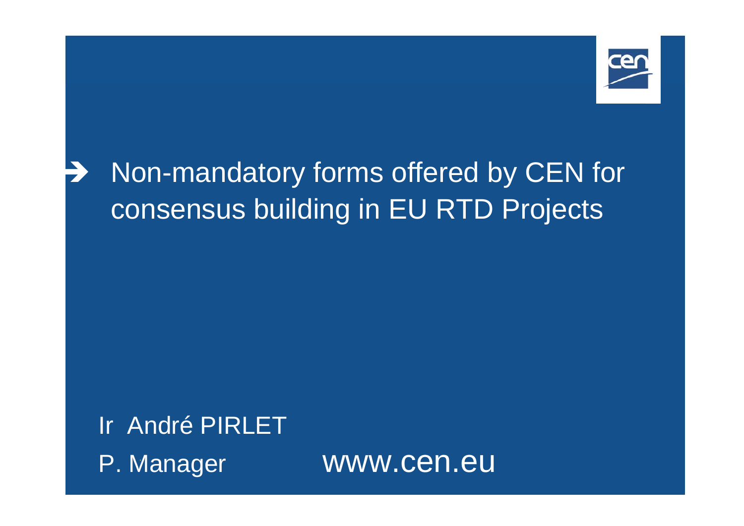# Non-mandatory forms offered by CEN for consensus building in EU RTD Projects

Ir André PIRLET

P. Manager

www.cen.eu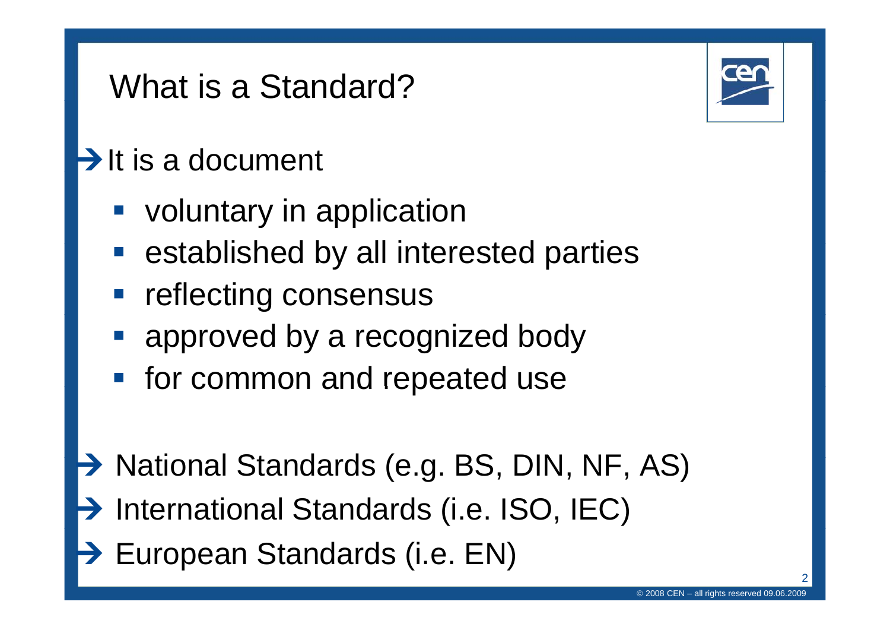# What is a Standard?

→ It is a document

- voluntary in application
- established by all interested parties
- reflecting consensus
- approved by a recognized body
- for common and repeated use

→ National Standards (e.g. BS, DIN, NF, AS)

→ International Standards (i.e. ISO, IEC)

→ European Standards (i.e. EN)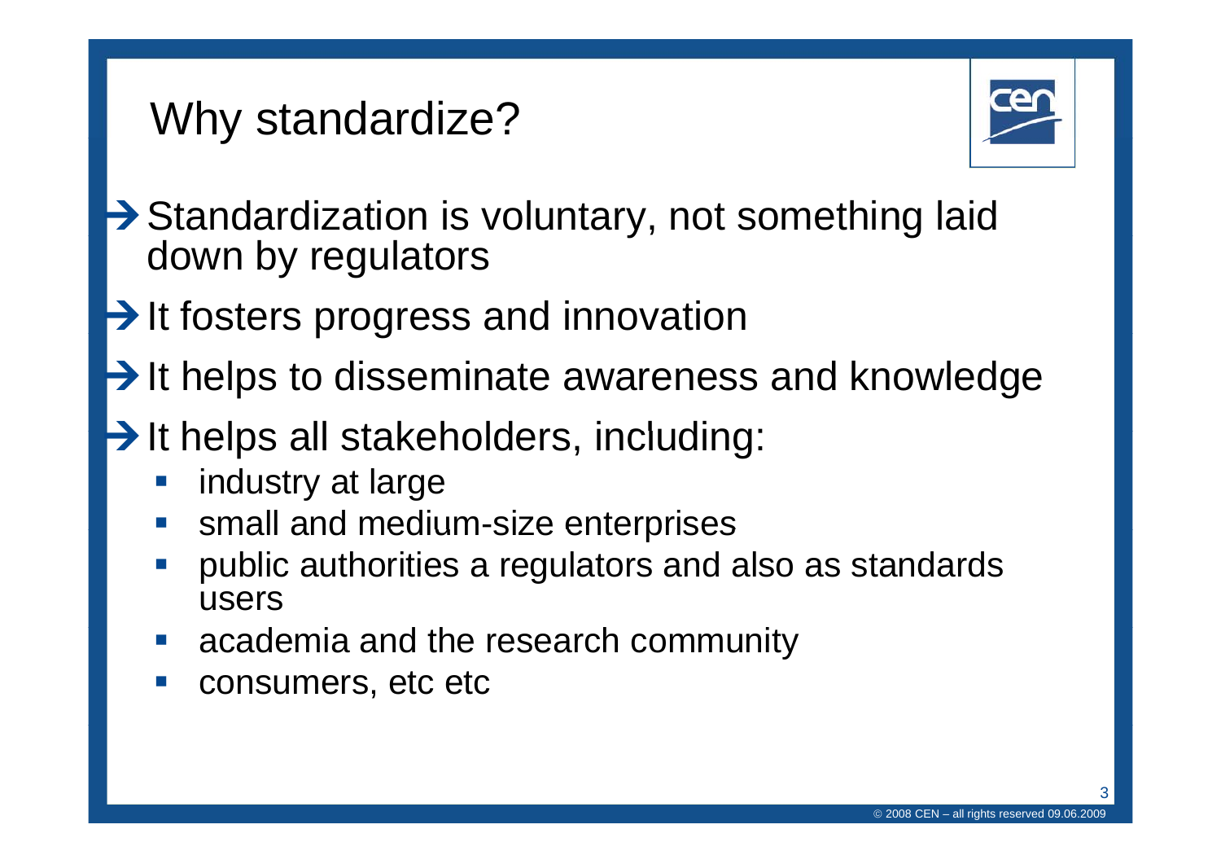# Why standardize?

- → Standardization is voluntary, not something laid down by regulators
- → It fosters progress and innovation
- → It helps to disseminate awareness and knowledge
- → It helps all stakeholders, including:
  - industry at large
  - small and medium-size enterprises
  - public authorities a regulators and also as standards users
  - academia and the research community
  - consumers, etc etc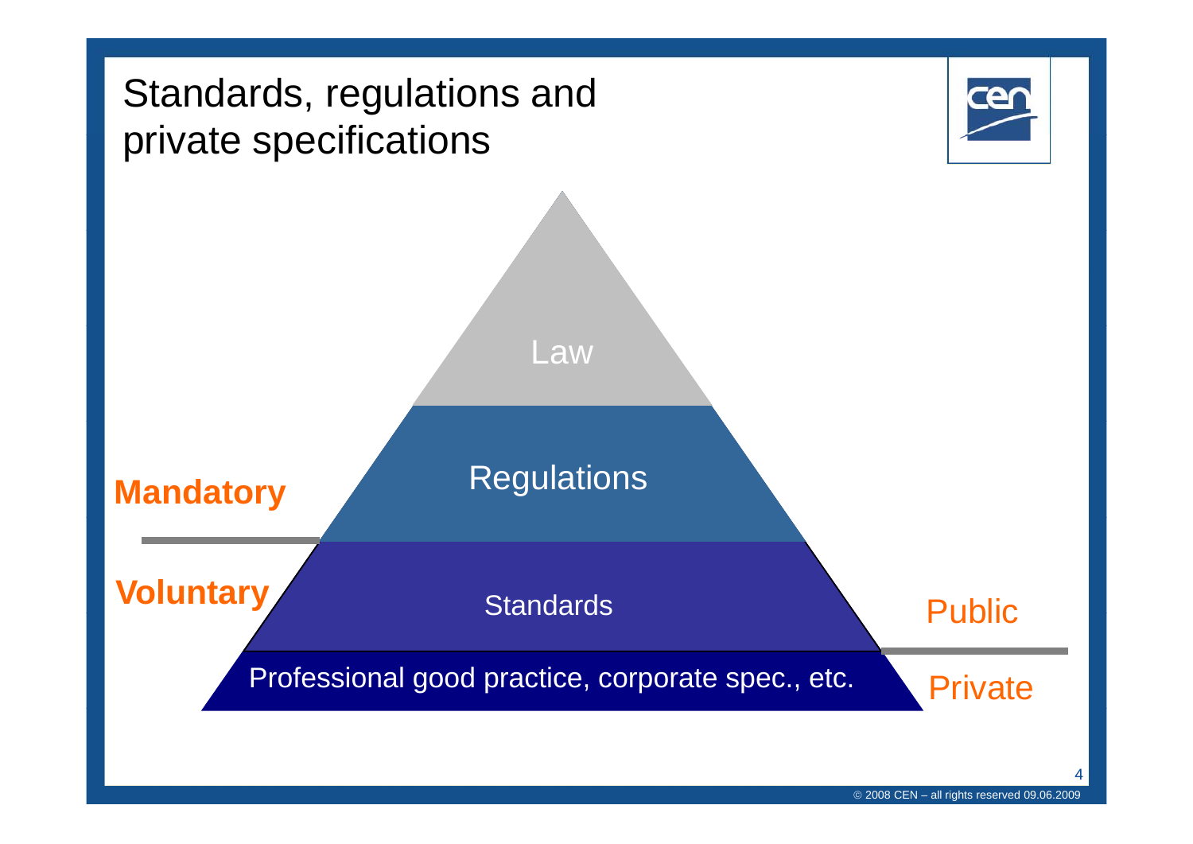# Standards, regulations and private specifications

- Law
- Regulations
- Standards
- Professional good practice, corporate spec., etc.

**Mandatory**

**Voluntary**

Public

Private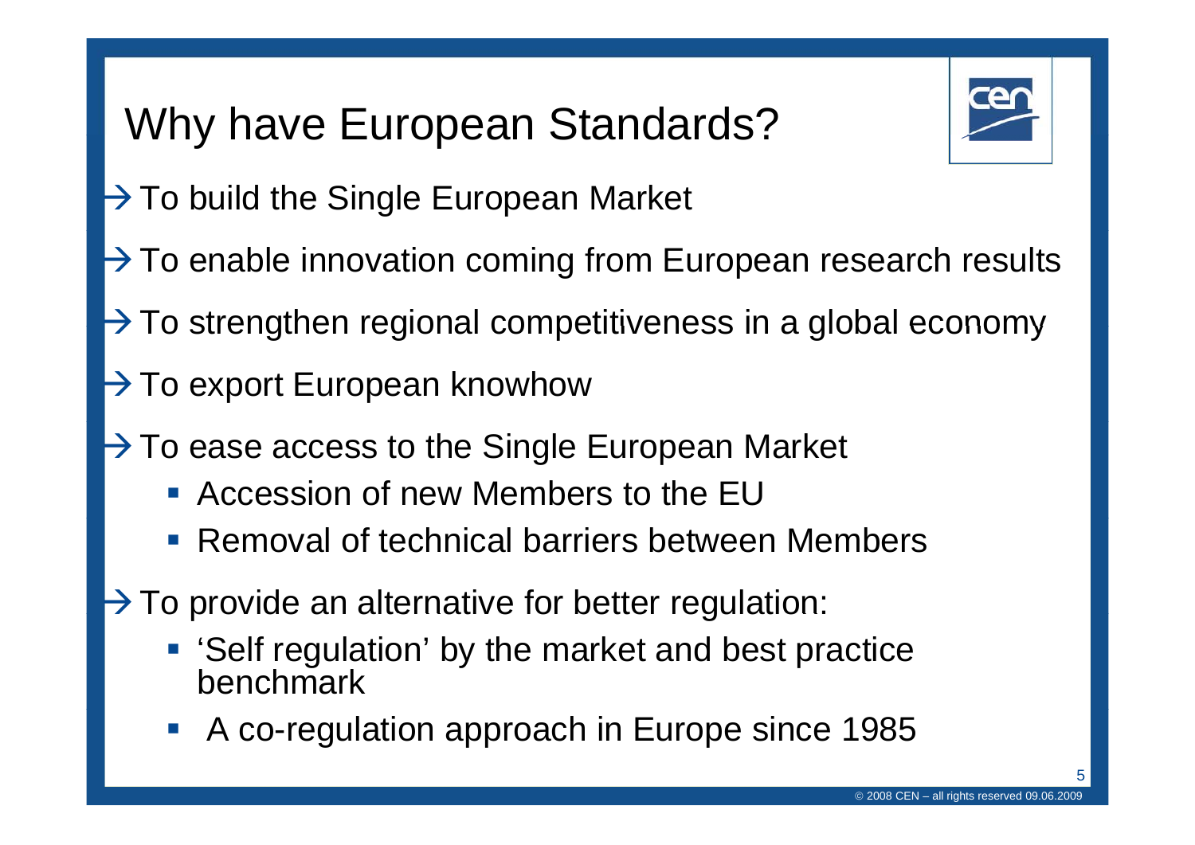# Why have European Standards?

- → To build the Single European Market
- → To enable innovation coming from European research results
- → To strengthen regional competitiveness in a global economy
- → To export European knowhow
- → To ease access to the Single European Market
  - Accession of new Members to the EU
  - Removal of technical barriers between Members
- → To provide an alternative for better regulation:
  - 'Self regulation' by the market and best practice benchmark
  - A co-regulation approach in Europe since 1985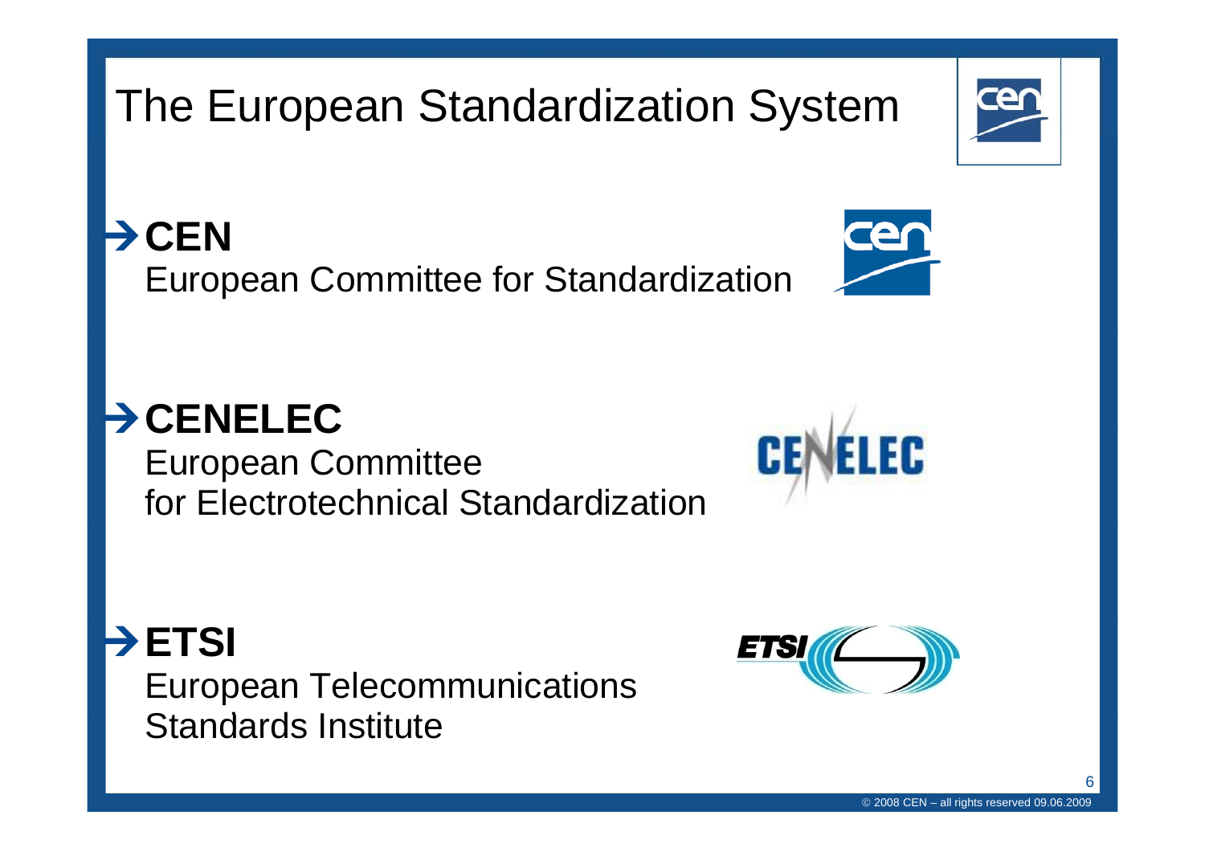# The European Standardization System

- **CEN**
  European Committee for Standardization

- **CENELEC**
  European Committee
  for Electrotechnical Standardization

- **ETSI**
  European Telecommunications
  Standards Institute

© 2008 CEN – all rights reserved 09.06.2009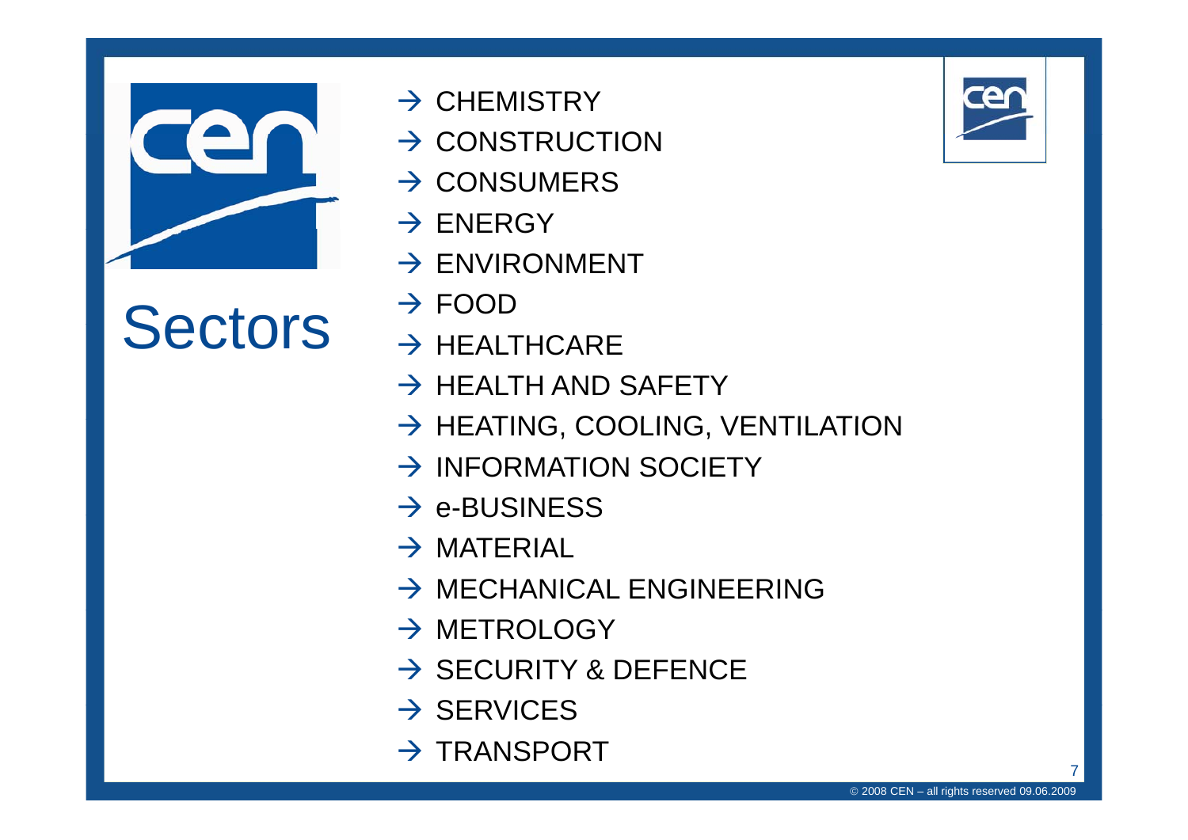# Sectors

- → CHEMISTRY
- → CONSTRUCTION
- → CONSUMERS
- → ENERGY
- → ENVIRONMENT
- → FOOD
- → HEALTHCARE
- → HEALTH AND SAFETY
- → HEATING, COOLING, VENTILATION
- → INFORMATION SOCIETY
- → e-BUSINESS
- → MATERIAL
- → MECHANICAL ENGINEERING
- → METROLOGY
- → SECURITY & DEFENCE
- → SERVICES
- → TRANSPORT

© 2008 CEN – all rights reserved 09.06.2009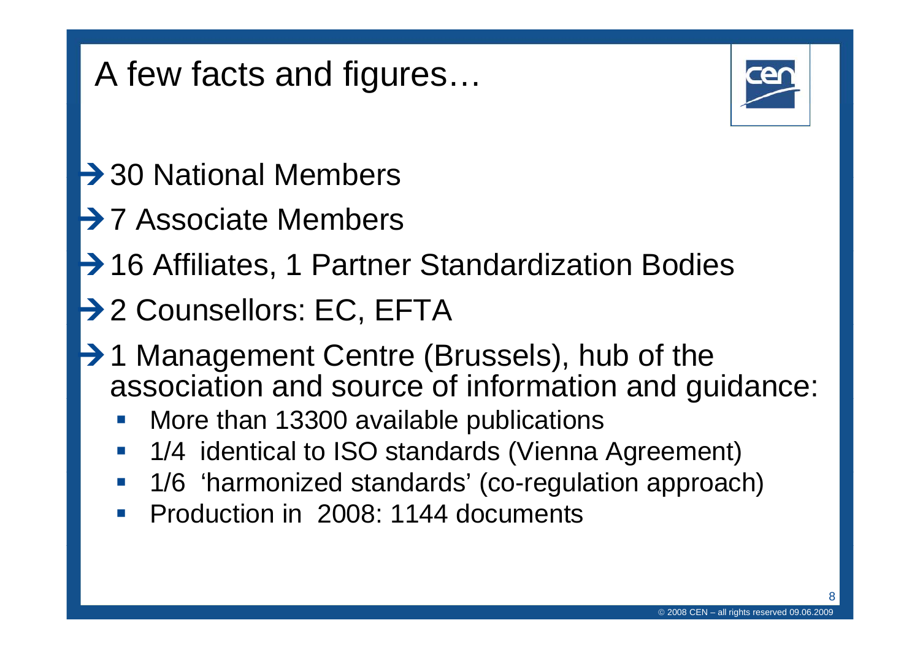# A few facts and figures…

- 30 National Members
- 7 Associate Members
- 16 Affiliates, 1 Partner Standardization Bodies
- 2 Counsellors: EC, EFTA
- 1 Management Centre (Brussels), hub of the association and source of information and guidance:
  - More than 13300 available publications
  - 1/4 identical to ISO standards (Vienna Agreement)
  - 1/6 'harmonized standards' (co-regulation approach)
  - Production in 2008: 1144 documents

© 2008 CEN – all rights reserved 09.06.2009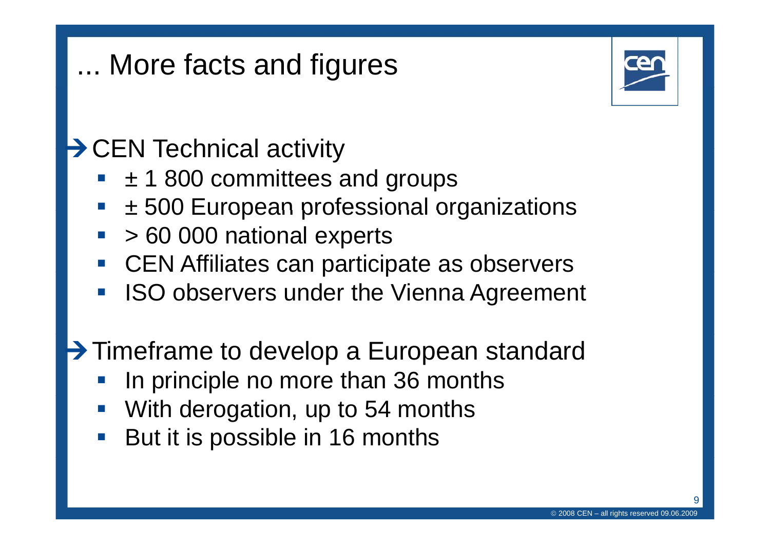# ... More facts and figures

## → CEN Technical activity

- ± 1 800 committees and groups
- ± 500 European professional organizations
- > 60 000 national experts
- CEN Affiliates can participate as observers
- ISO observers under the Vienna Agreement

## → Timeframe to develop a European standard

- In principle no more than 36 months
- With derogation, up to 54 months
- But it is possible in 16 months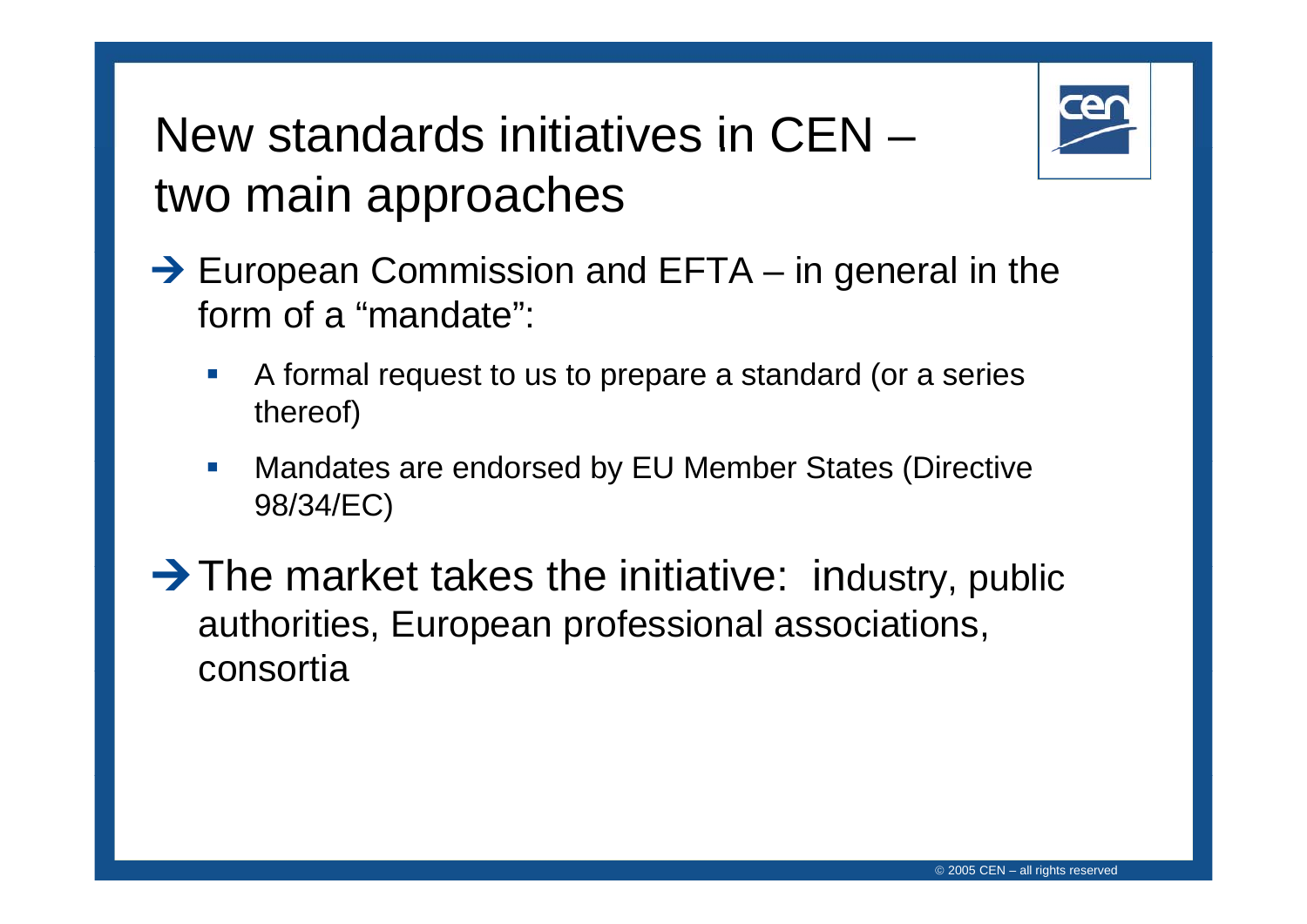# New standards initiatives in CEN – two main approaches

- → European Commission and EFTA – in general in the form of a "mandate":
  - A formal request to us to prepare a standard (or a series thereof)
  - Mandates are endorsed by EU Member States (Directive 98/34/EC)
- → The market takes the initiative: industry, public authorities, European professional associations, consortia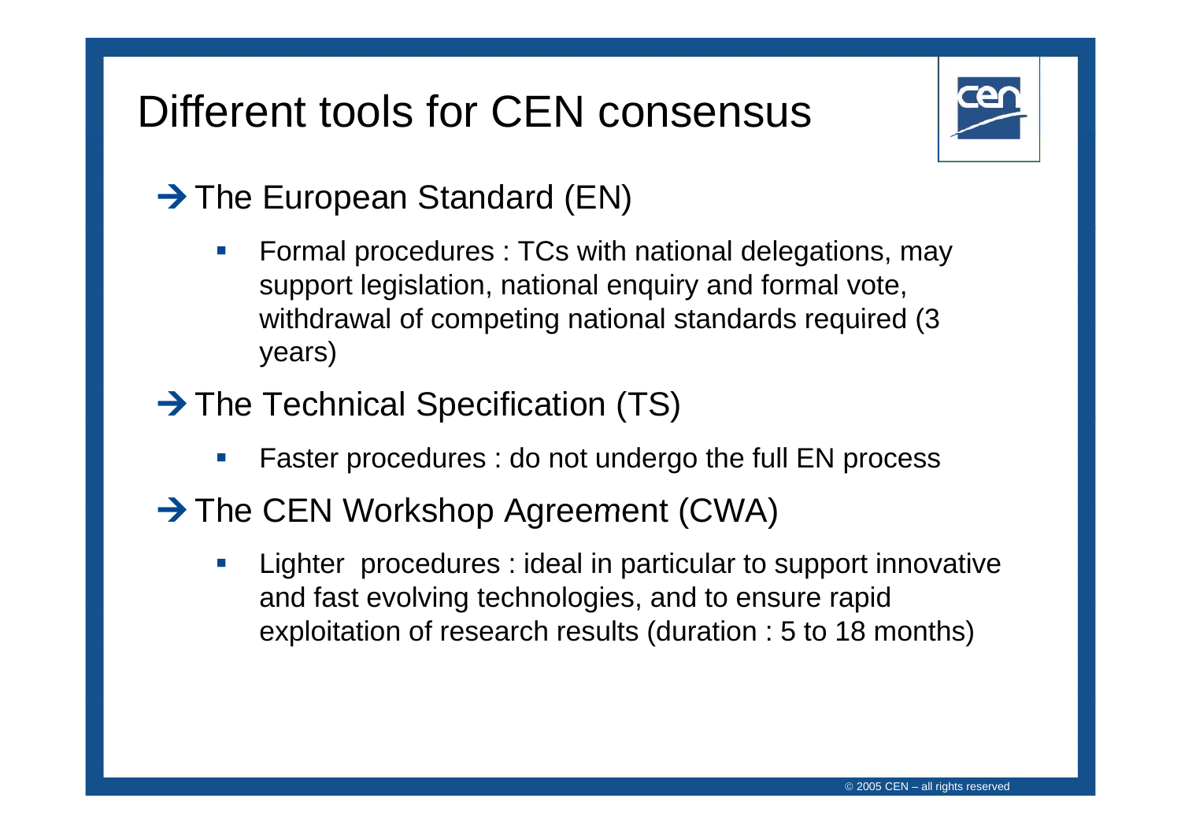# Different tools for CEN consensus

→ The European Standard (EN)

- Formal procedures : TCs with national delegations, may support legislation, national enquiry and formal vote, withdrawal of competing national standards required (3 years)

→ The Technical Specification (TS)

- Faster procedures : do not undergo the full EN process

→ The CEN Workshop Agreement (CWA)

- Lighter procedures : ideal in particular to support innovative and fast evolving technologies, and to ensure rapid exploitation of research results (duration : 5 to 18 months)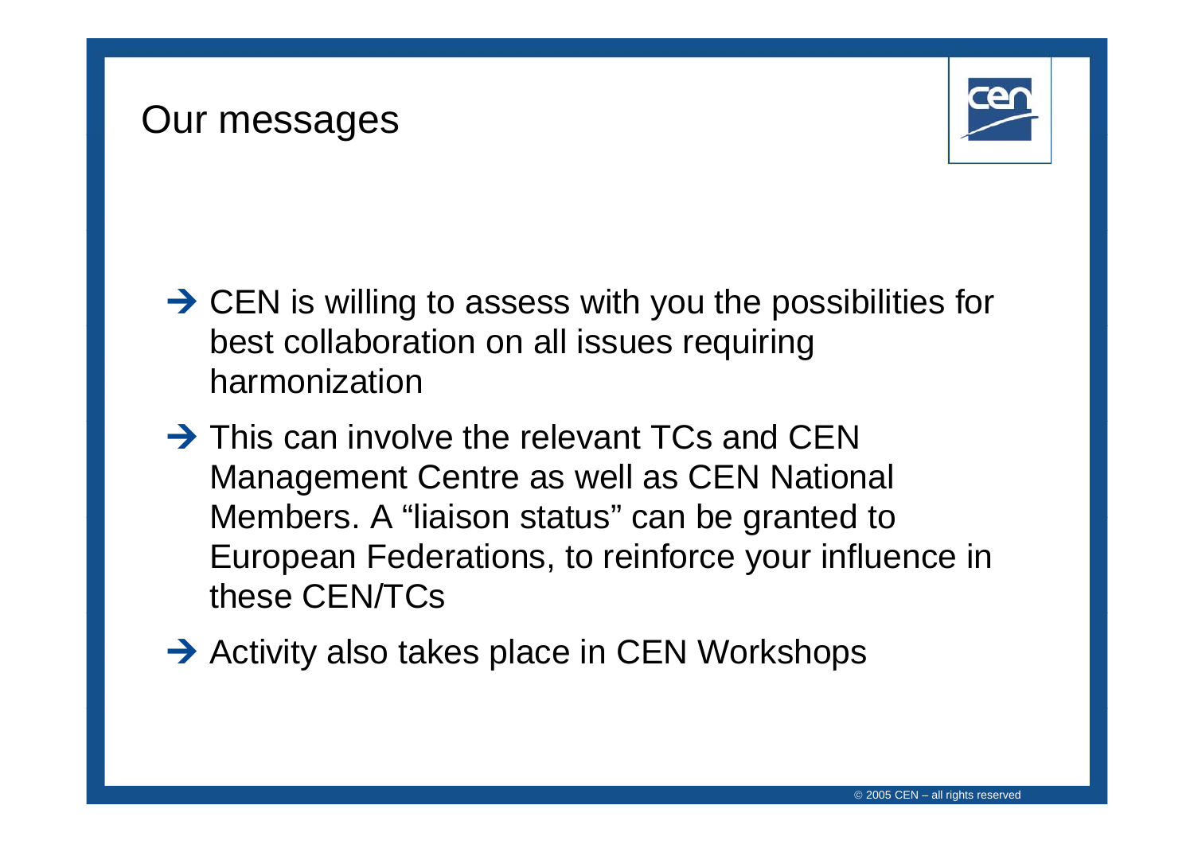# Our messages

- → CEN is willing to assess with you the possibilities for best collaboration on all issues requiring harmonization
- → This can involve the relevant TCs and CEN Management Centre as well as CEN National Members. A "liaison status" can be granted to European Federations, to reinforce your influence in these CEN/TCs
- → Activity also takes place in CEN Workshops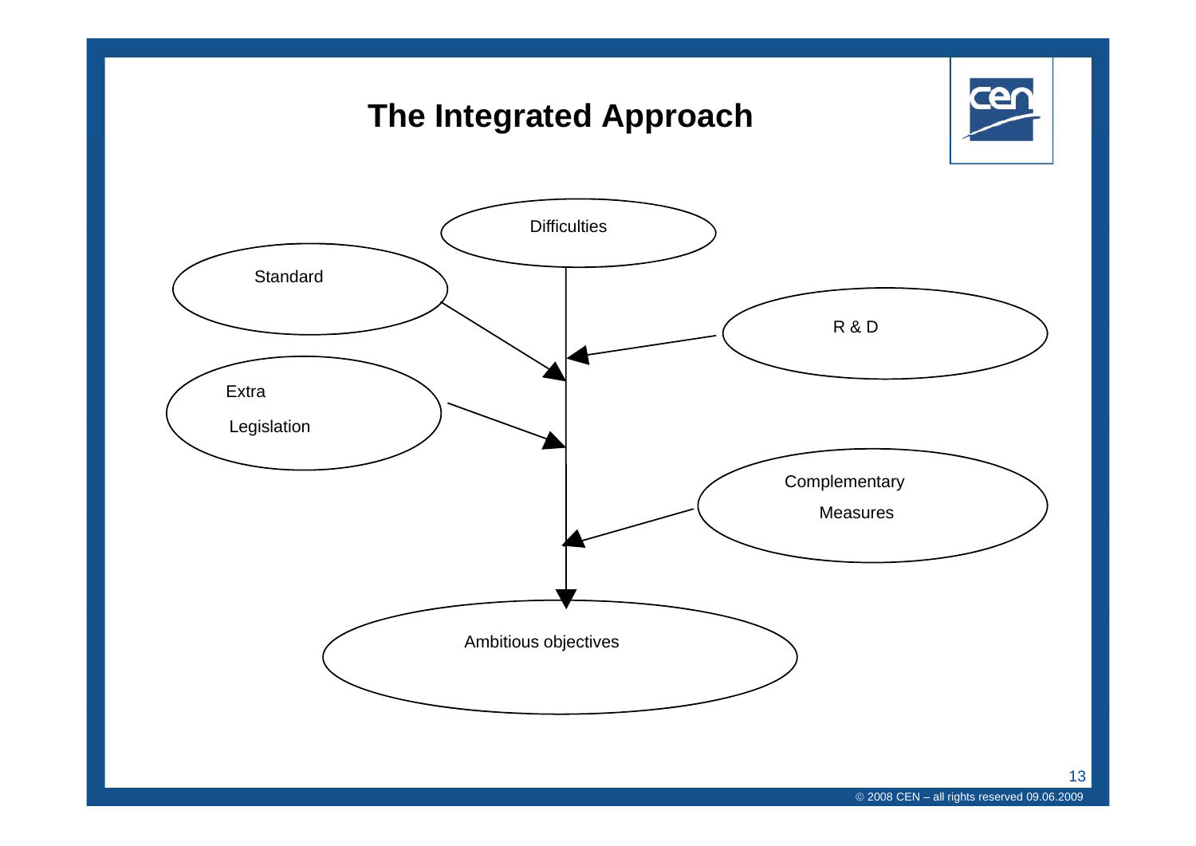# The Integrated Approach

Difficulties

Standard

R & D

Extra Legislation

Complementary Measures

Ambitious objectives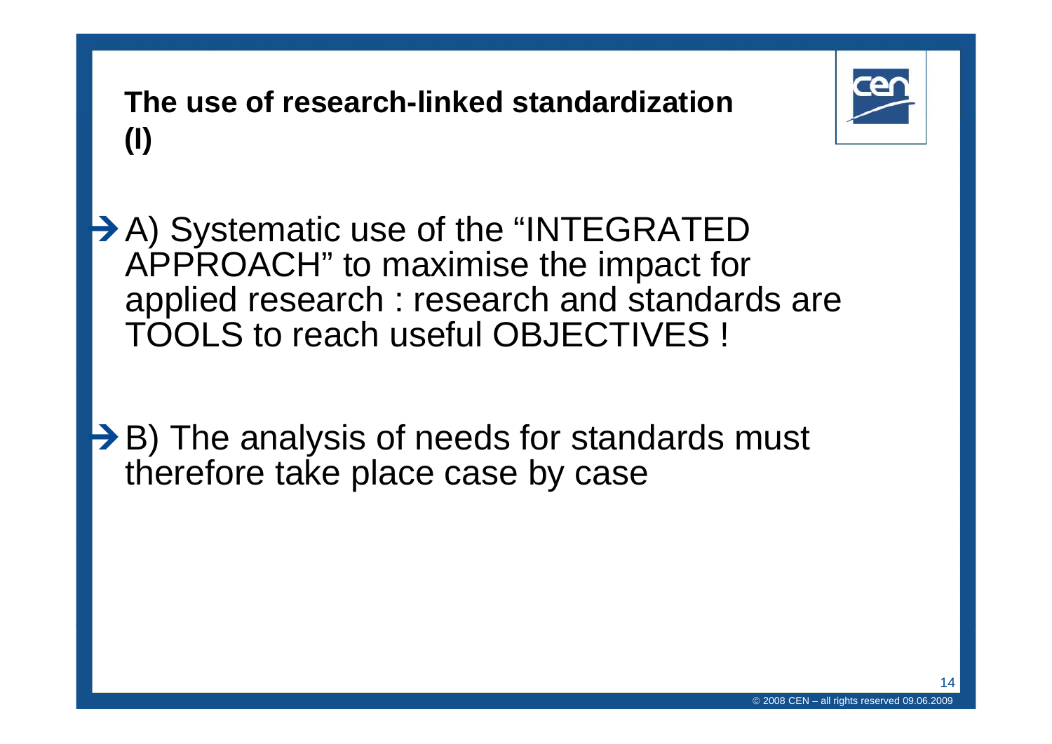## The use of research-linked standardization (I)

- → A) Systematic use of the "INTEGRATED APPROACH" to maximise the impact for applied research : research and standards are TOOLS to reach useful OBJECTIVES !

- → B) The analysis of needs for standards must therefore take place case by case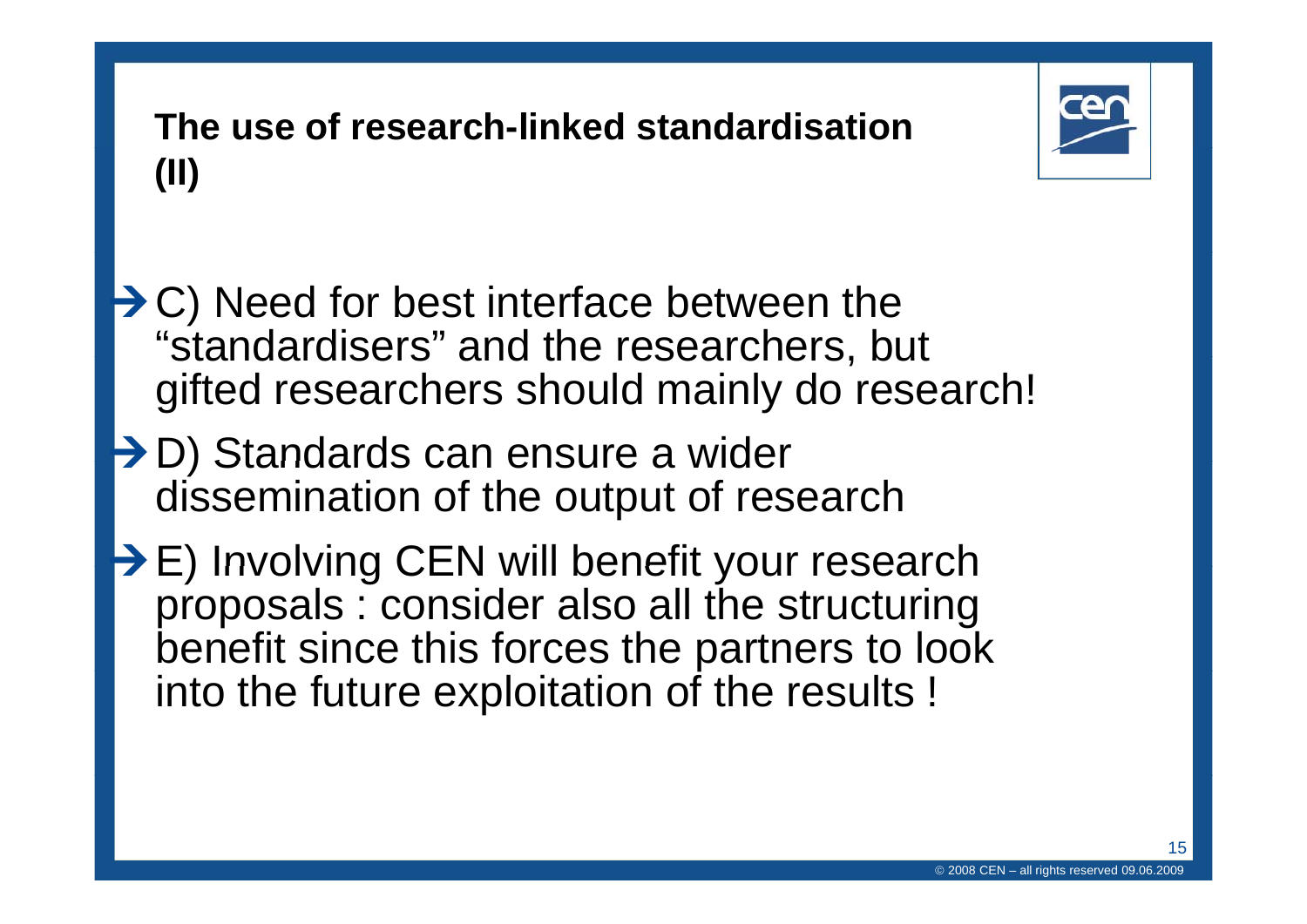## The use of research-linked standardisation (II)

- C) Need for best interface between the "standardisers" and the researchers, but gifted researchers should mainly do research!
- D) Standards can ensure a wider dissemination of the output of research
- E) Involving CEN will benefit your research proposals : consider also all the structuring benefit since this forces the partners to look into the future exploitation of the results !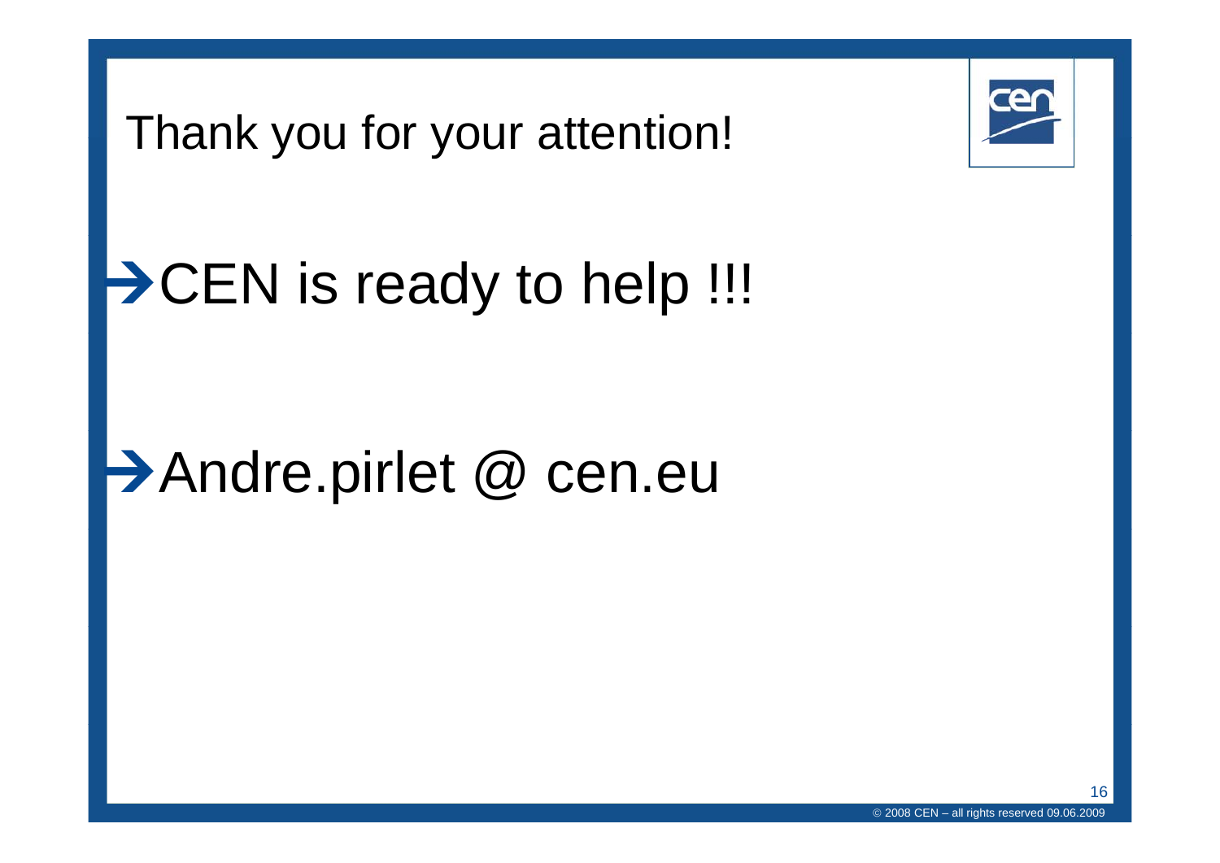# Thank you for your attention!

→ CEN is ready to help !!!

→ Andre.pirlet @ cen.eu